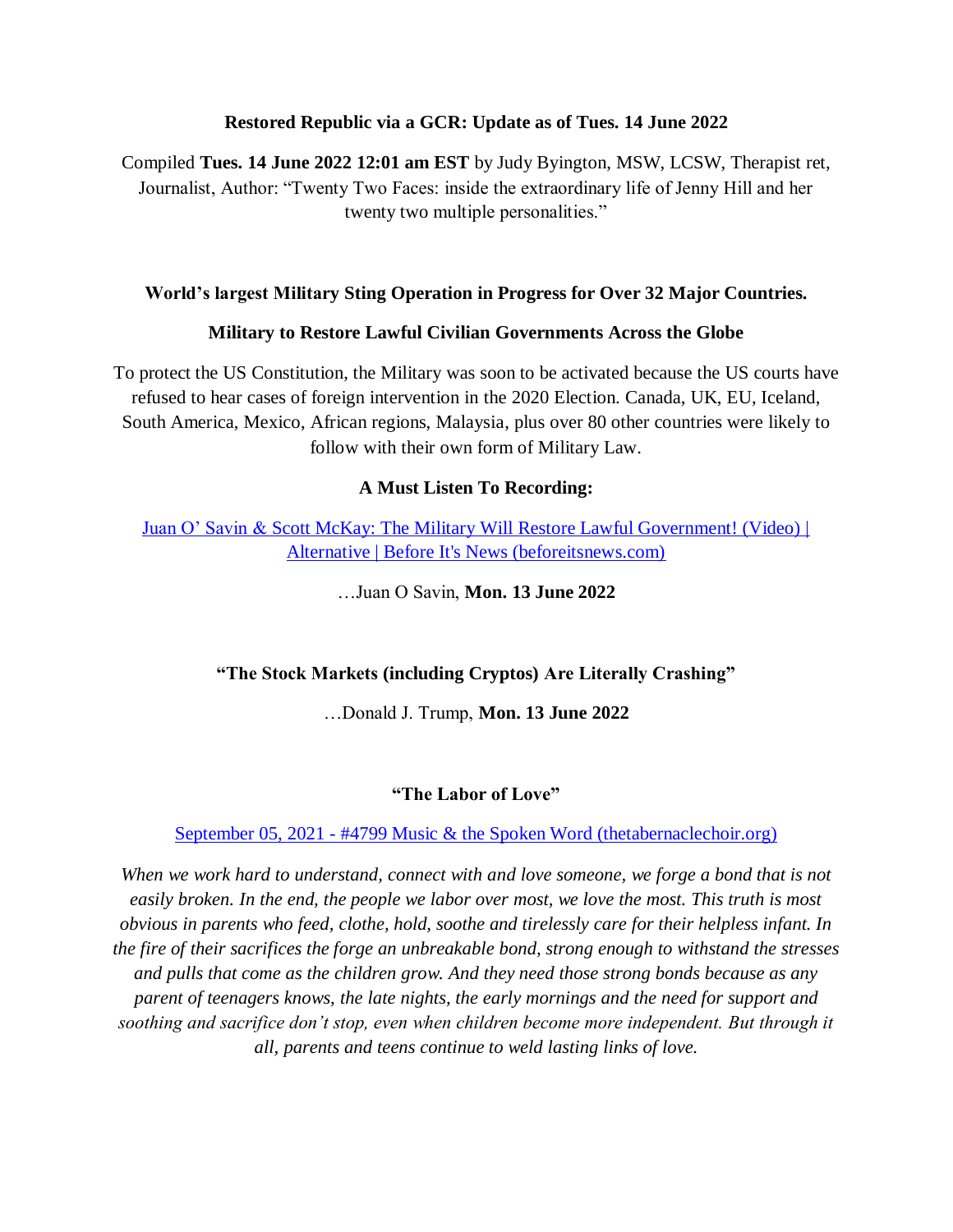**Restored Republic via a GCR: Update as of Tues. 14 June 2022**

Compiled **Tues. 14 June 2022 12:01 am EST** by Judy Byington, MSW, LCSW, Therapist ret, Journalist, Author: "Twenty Two Faces: inside the extraordinary life of Jenny Hill and her twenty two multiple personalities."

**World's largest Military Sting Operation in Progress for Over 32 Major Countries.**

**Military to Restore Lawful Civilian Governments Across the Globe**

To protect the US Constitution, the Military was soon to be activated because the US courts have refused to hear cases of foreign intervention in the 2020 Election. Canada, UK, EU, Iceland, South America, Mexico, African regions, Malaysia, plus over 80 other countries were likely to follow with their own form of Military Law.

**A Must Listen To Recording:**

Juan O' Savin & Scott McKay: The Military Will Restore Lawful Government! (Video) | Alternative | Before It's News (beforeitsnews.com)

…Juan O Savin, **Mon. 13 June 2022**

**"The Stock Markets (including Cryptos) Are Literally Crashing"**

…Donald J. Trump, **Mon. 13 June 2022**

**"The Labor of Love"**

September 05, 2021 - #4799 Music & the Spoken Word (thetabernaclechoir.org)

*When we work hard to understand, connect with and love someone, we forge a bond that is not easily broken. In the end, the people we labor over most, we love the most. This truth is most obvious in parents who feed, clothe, hold, soothe and tirelessly care for their helpless infant. In the fire of their sacrifices the forge an unbreakable bond, strong enough to withstand the stresses and pulls that come as the children grow. And they need those strong bonds because as any parent of teenagers knows, the late nights, the early mornings and the need for support and soothing and sacrifice don't stop, even when children become more independent. But through it all, parents and teens continue to weld lasting links of love.*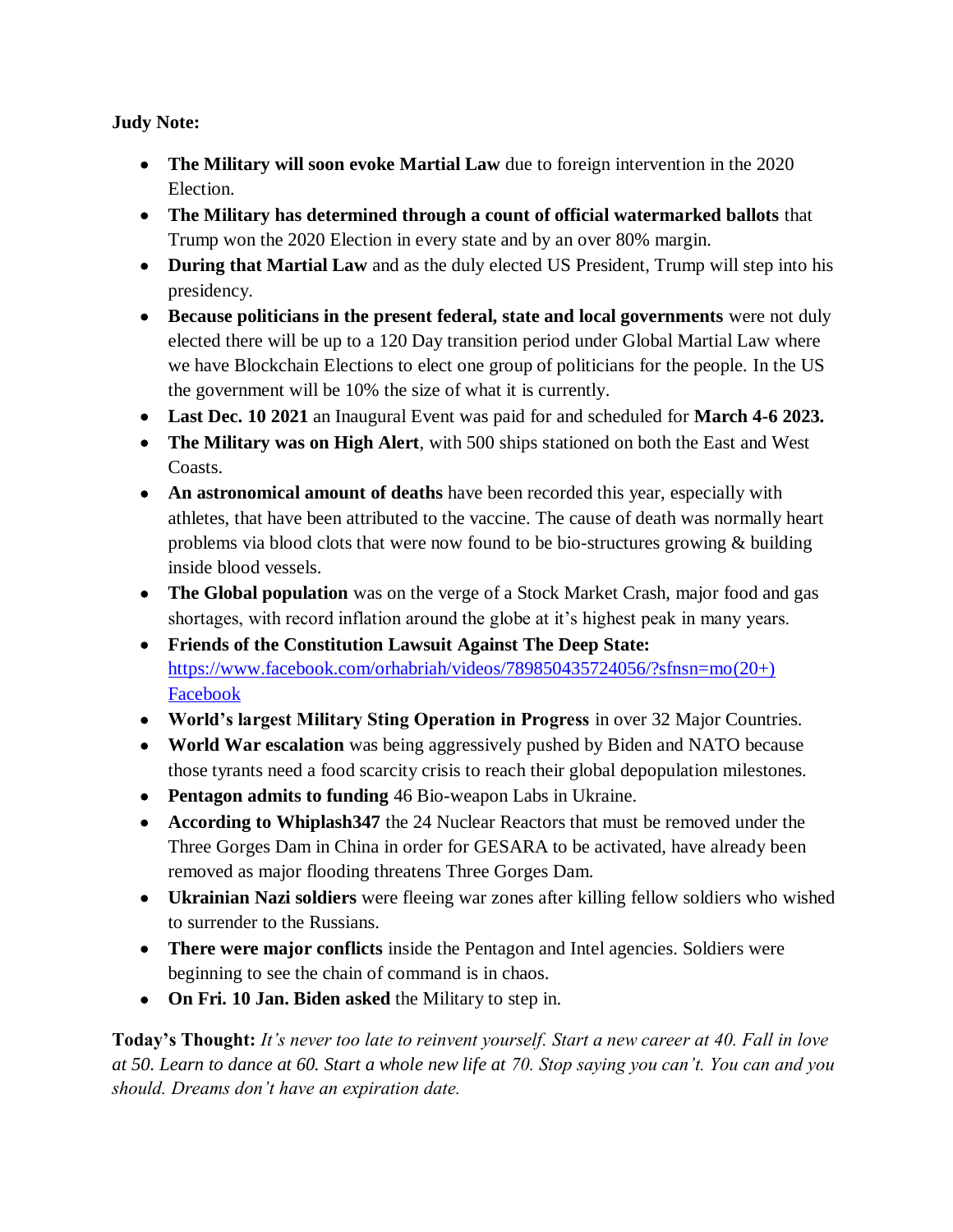**Judy Note:**

- **The Military will soon evoke Martial Law** due to foreign intervention in the 2020 Election.
- **The Military has determined through a count of official watermarked ballots** that Trump won the 2020 Election in every state and by an over 80% margin.
- **During that Martial Law** and as the duly elected US President, Trump will step into his presidency.
- **Because politicians in the present federal, state and local governments** were not duly elected there will be up to a 120 Day transition period under Global Martial Law where we have Blockchain Elections to elect one group of politicians for the people. In the US the government will be 10% the size of what it is currently.
- **Last Dec. 10 2021** an Inaugural Event was paid for and scheduled for **March 4-6 2023.**
- **The Military was on High Alert**, with 500 ships stationed on both the East and West Coasts.
- **An astronomical amount of deaths** have been recorded this year, especially with athletes, that have been attributed to the vaccine. The cause of death was normally heart problems via blood clots that were now found to be bio-structures growing & building inside blood vessels.
- **The Global population** was on the verge of a Stock Market Crash, major food and gas shortages, with record inflation around the globe at it's highest peak in many years.
- **Friends of the Constitution Lawsuit Against The Deep State:** [https://www.facebook.com/orhabriah/videos/789850435724056/?sfnsn=mo(20+) Facebook](https://www.facebook.com/orhabriah/videos/789850435724056/?sfnsn=mo)
- **World's largest Military Sting Operation in Progress** in over 32 Major Countries.
- **World War escalation** was being aggressively pushed by Biden and NATO because those tyrants need a food scarcity crisis to reach their global depopulation milestones.
- **Pentagon admits to funding** 46 Bio-weapon Labs in Ukraine.
- **According to Whiplash347** the 24 Nuclear Reactors that must be removed under the Three Gorges Dam in China in order for GESARA to be activated, have already been removed as major flooding threatens Three Gorges Dam.
- **Ukrainian Nazi soldiers** were fleeing war zones after killing fellow soldiers who wished to surrender to the Russians.
- **There were major conflicts** inside the Pentagon and Intel agencies. Soldiers were beginning to see the chain of command is in chaos.
- **On Fri. 10 Jan. Biden asked** the Military to step in.

**Today's Thought:** *It's never too late to reinvent yourself. Start a new career at 40. Fall in love at 50. Learn to dance at 60. Start a whole new life at 70. Stop saying you can't. You can and you should. Dreams don't have an expiration date.*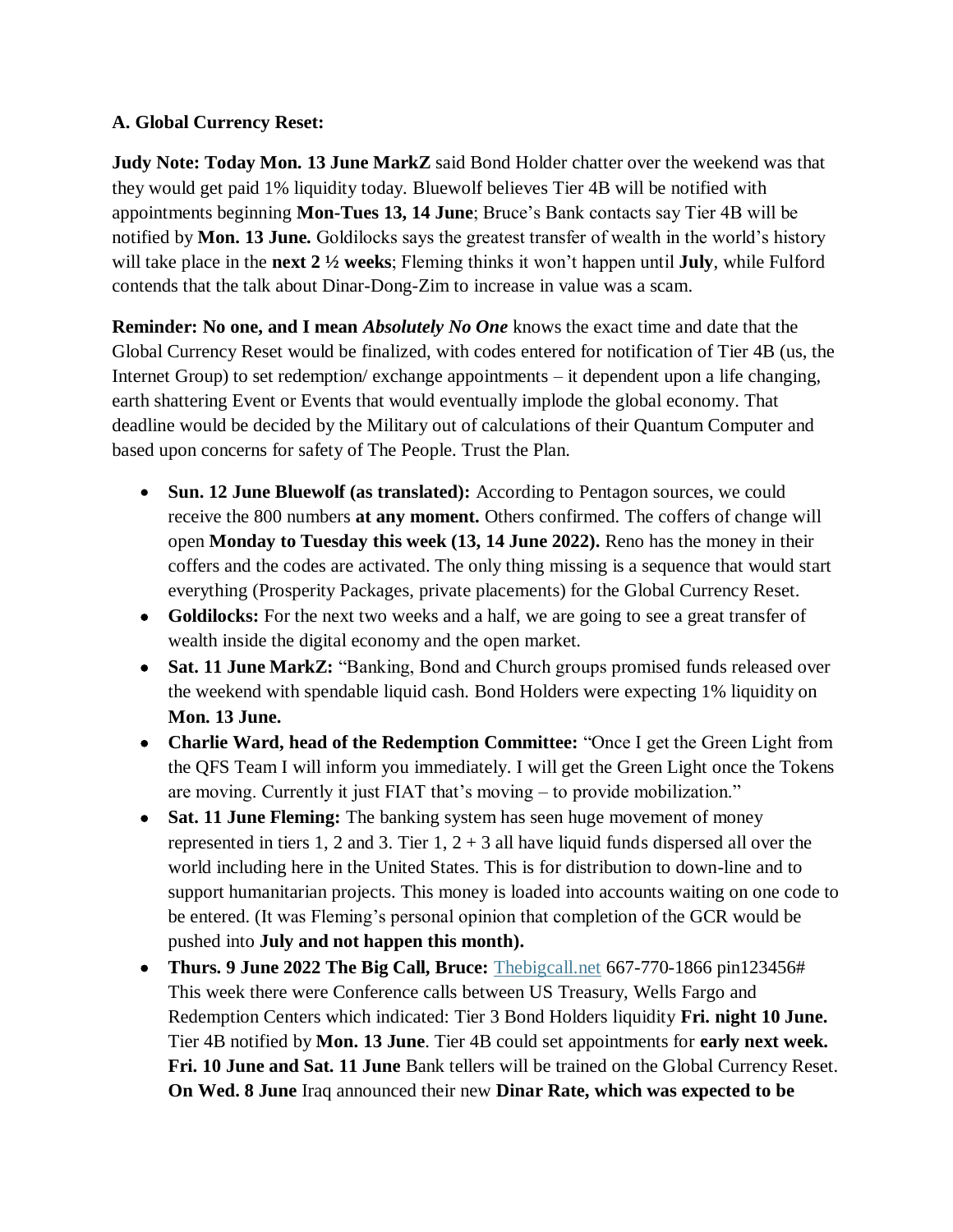**A. Global Currency Reset:**

**Judy Note: Today Mon. 13 June MarkZ** said Bond Holder chatter over the weekend was that they would get paid 1% liquidity today. Bluewolf believes Tier 4B will be notified with appointments beginning **Mon-Tues 13, 14 June**; Bruce's Bank contacts say Tier 4B will be notified by **Mon. 13 June.** Goldilocks says the greatest transfer of wealth in the world's history will take place in the **next 2 ½ weeks**; Fleming thinks it won't happen until **July**, while Fulford contends that the talk about Dinar-Dong-Zim to increase in value was a scam.

**Reminder: No one, and I mean *Absolutely No One*** knows the exact time and date that the Global Currency Reset would be finalized, with codes entered for notification of Tier 4B (us, the Internet Group) to set redemption/ exchange appointments – it dependent upon a life changing, earth shattering Event or Events that would eventually implode the global economy. That deadline would be decided by the Military out of calculations of their Quantum Computer and based upon concerns for safety of The People. Trust the Plan.

- **Sun. 12 June Bluewolf (as translated):** According to Pentagon sources, we could receive the 800 numbers **at any moment.** Others confirmed. The coffers of change will open **Monday to Tuesday this week (13, 14 June 2022).** Reno has the money in their coffers and the codes are activated. The only thing missing is a sequence that would start everything (Prosperity Packages, private placements) for the Global Currency Reset.
- **Goldilocks:** For the next two weeks and a half, we are going to see a great transfer of wealth inside the digital economy and the open market.
- **Sat. 11 June MarkZ:** "Banking, Bond and Church groups promised funds released over the weekend with spendable liquid cash. Bond Holders were expecting 1% liquidity on **Mon. 13 June.**
- **Charlie Ward, head of the Redemption Committee:** "Once I get the Green Light from the QFS Team I will inform you immediately. I will get the Green Light once the Tokens are moving. Currently it just FIAT that's moving – to provide mobilization."
- **Sat. 11 June Fleming:** The banking system has seen huge movement of money represented in tiers 1, 2 and 3. Tier 1, 2 + 3 all have liquid funds dispersed all over the world including here in the United States. This is for distribution to down-line and to support humanitarian projects. This money is loaded into accounts waiting on one code to be entered. (It was Fleming's personal opinion that completion of the GCR would be pushed into **July and not happen this month).**
- **Thurs. 9 June 2022 The Big Call, Bruce:** [Thebigcall.net](Thebigcall.net) 667-770-1866 pin123456# This week there were Conference calls between US Treasury, Wells Fargo and Redemption Centers which indicated: Tier 3 Bond Holders liquidity **Fri. night 10 June.** Tier 4B notified by **Mon. 13 June**. Tier 4B could set appointments for **early next week. Fri. 10 June and Sat. 11 June** Bank tellers will be trained on the Global Currency Reset. **On Wed. 8 June** Iraq announced their new **Dinar Rate, which was expected to be**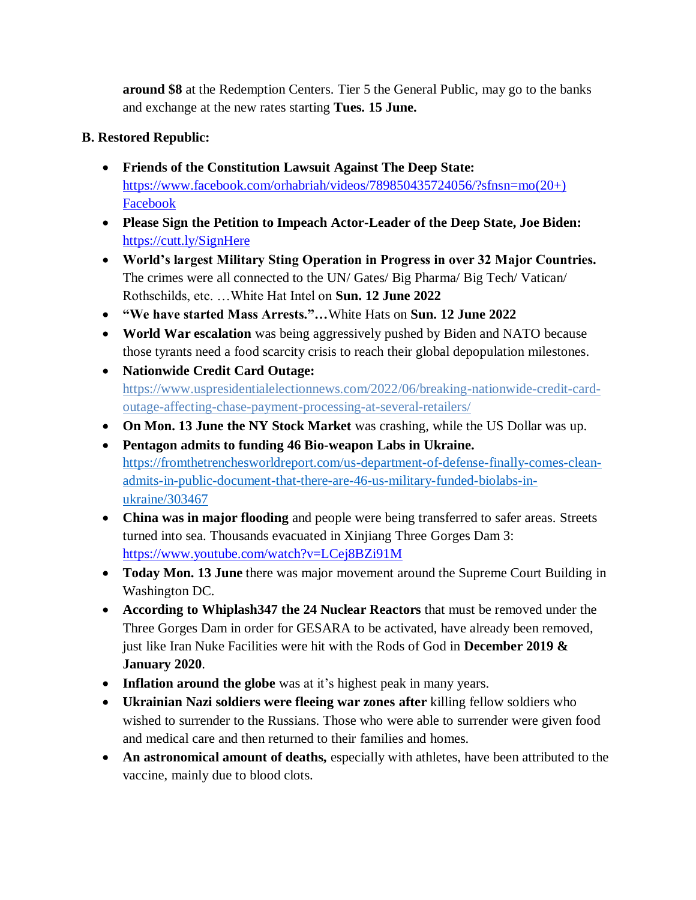**around $8** at the Redemption Centers. Tier 5 the General Public, may go to the banks and exchange at the new rates starting **Tues. 15 June.**

**B. Restored Republic:**

- **Friends of the Constitution Lawsuit Against The Deep State:** [https://www.facebook.com/orhabriah/videos/789850435724056/?sfnsn=mo(20+) Facebook](https://www.facebook.com/orhabriah/videos/789850435724056/?sfnsn=mo)
- **Please Sign the Petition to Impeach Actor-Leader of the Deep State, Joe Biden:** [https://cutt.ly/SignHere](https://cutt.ly/SignHere)
- **World's largest Military Sting Operation in Progress in over 32 Major Countries.** The crimes were all connected to the UN/ Gates/ Big Pharma/ Big Tech/ Vatican/ Rothschilds, etc. …White Hat Intel on **Sun. 12 June 2022**
- **"We have started Mass Arrests."…**White Hats on **Sun. 12 June 2022**
- **World War escalation** was being aggressively pushed by Biden and NATO because those tyrants need a food scarcity crisis to reach their global depopulation milestones.
- **Nationwide Credit Card Outage:** [https://www.uspresidentialelectionnews.com/2022/06/breaking-nationwide-credit-card-outage-affecting-chase-payment-processing-at-several-retailers/](https://www.uspresidentialelectionnews.com/2022/06/breaking-nationwide-credit-card-outage-affecting-chase-payment-processing-at-several-retailers/)
- **On Mon. 13 June the NY Stock Market** was crashing, while the US Dollar was up.
- **Pentagon admits to funding 46 Bio-weapon Labs in Ukraine.** [https://fromthetrenchesworldreport.com/us-department-of-defense-finally-comes-clean-admits-in-public-document-that-there-are-46-us-military-funded-biolabs-in-ukraine/303467](https://fromthetrenchesworldreport.com/us-department-of-defense-finally-comes-clean-admits-in-public-document-that-there-are-46-us-military-funded-biolabs-in-ukraine/303467)
- **China was in major flooding** and people were being transferred to safer areas. Streets turned into sea. Thousands evacuated in Xinjiang Three Gorges Dam 3: [https://www.youtube.com/watch?v=LCej8BZi91M](https://www.youtube.com/watch?v=LCej8BZi91M)
- **Today Mon. 13 June** there was major movement around the Supreme Court Building in Washington DC.
- **According to Whiplash347 the 24 Nuclear Reactors** that must be removed under the Three Gorges Dam in order for GESARA to be activated, have already been removed, just like Iran Nuke Facilities were hit with the Rods of God in **December 2019 & January 2020**.
- **Inflation around the globe** was at it's highest peak in many years.
- **Ukrainian Nazi soldiers were fleeing war zones after** killing fellow soldiers who wished to surrender to the Russians. Those who were able to surrender were given food and medical care and then returned to their families and homes.
- **An astronomical amount of deaths,** especially with athletes, have been attributed to the vaccine, mainly due to blood clots.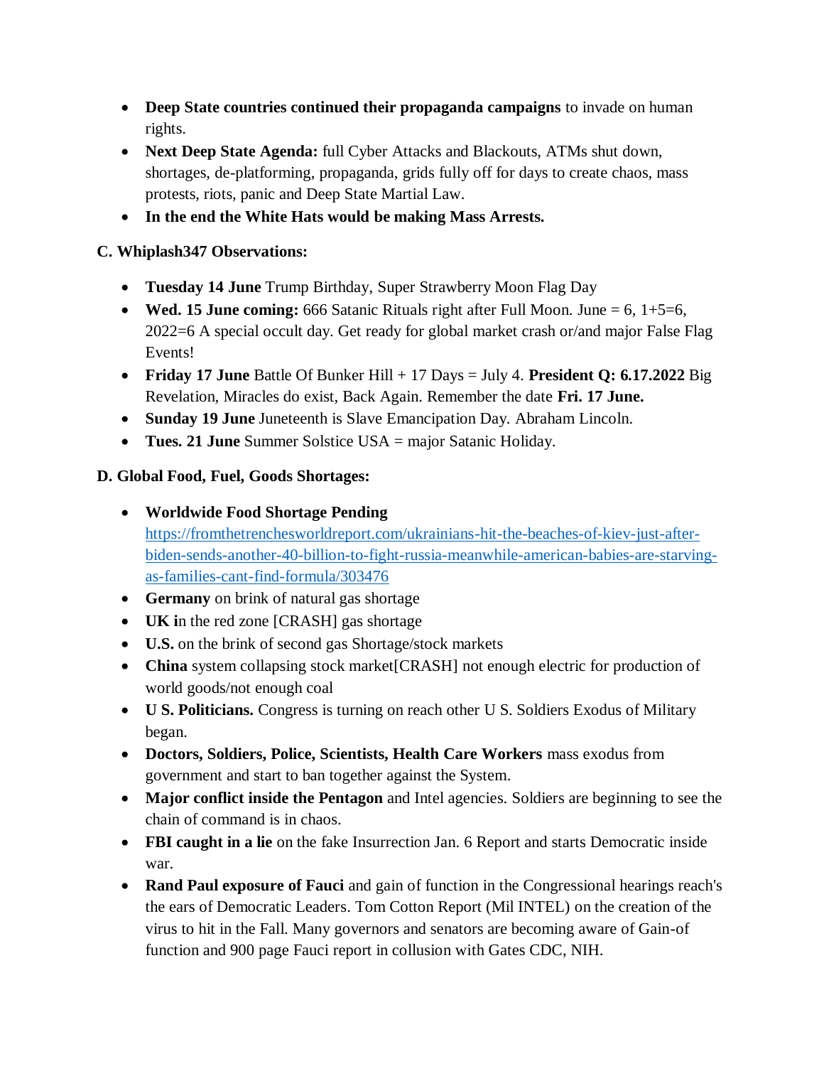- **Deep State countries continued their propaganda campaigns** to invade on human rights.
- **Next Deep State Agenda:** full Cyber Attacks and Blackouts, ATMs shut down, shortages, de-platforming, propaganda, grids fully off for days to create chaos, mass protests, riots, panic and Deep State Martial Law.
- **In the end the White Hats would be making Mass Arrests.**

**C. Whiplash347 Observations:**

- **Tuesday 14 June** Trump Birthday, Super Strawberry Moon Flag Day
- **Wed. 15 June coming:** 666 Satanic Rituals right after Full Moon. June = 6, 1+5=6, 2022=6 A special occult day. Get ready for global market crash or/and major False Flag Events!
- **Friday 17 June** Battle Of Bunker Hill + 17 Days = July 4. **President Q: 6.17.2022** Big Revelation, Miracles do exist, Back Again. Remember the date **Fri. 17 June.**
- **Sunday 19 June** Juneteenth is Slave Emancipation Day. Abraham Lincoln.
- **Tues. 21 June** Summer Solstice USA = major Satanic Holiday.

**D. Global Food, Fuel, Goods Shortages:**

- **Worldwide Food Shortage Pending** https://fromthetrenchesworldreport.com/ukrainians-hit-the-beaches-of-kiev-just-after-biden-sends-another-40-billion-to-fight-russia-meanwhile-american-babies-are-starving-as-families-cant-find-formula/303476
- **Germany** on brink of natural gas shortage
- **UK i**n the red zone [CRASH] gas shortage
- **U.S.** on the brink of second gas Shortage/stock markets
- **China** system collapsing stock market[CRASH] not enough electric for production of world goods/not enough coal
- **U S. Politicians.** Congress is turning on reach other U S. Soldiers Exodus of Military began.
- **Doctors, Soldiers, Police, Scientists, Health Care Workers** mass exodus from government and start to ban together against the System.
- **Major conflict inside the Pentagon** and Intel agencies. Soldiers are beginning to see the chain of command is in chaos.
- **FBI caught in a lie** on the fake Insurrection Jan. 6 Report and starts Democratic inside war.
- **Rand Paul exposure of Fauci** and gain of function in the Congressional hearings reach's the ears of Democratic Leaders. Tom Cotton Report (Mil INTEL) on the creation of the virus to hit in the Fall. Many governors and senators are becoming aware of Gain-of function and 900 page Fauci report in collusion with Gates CDC, NIH.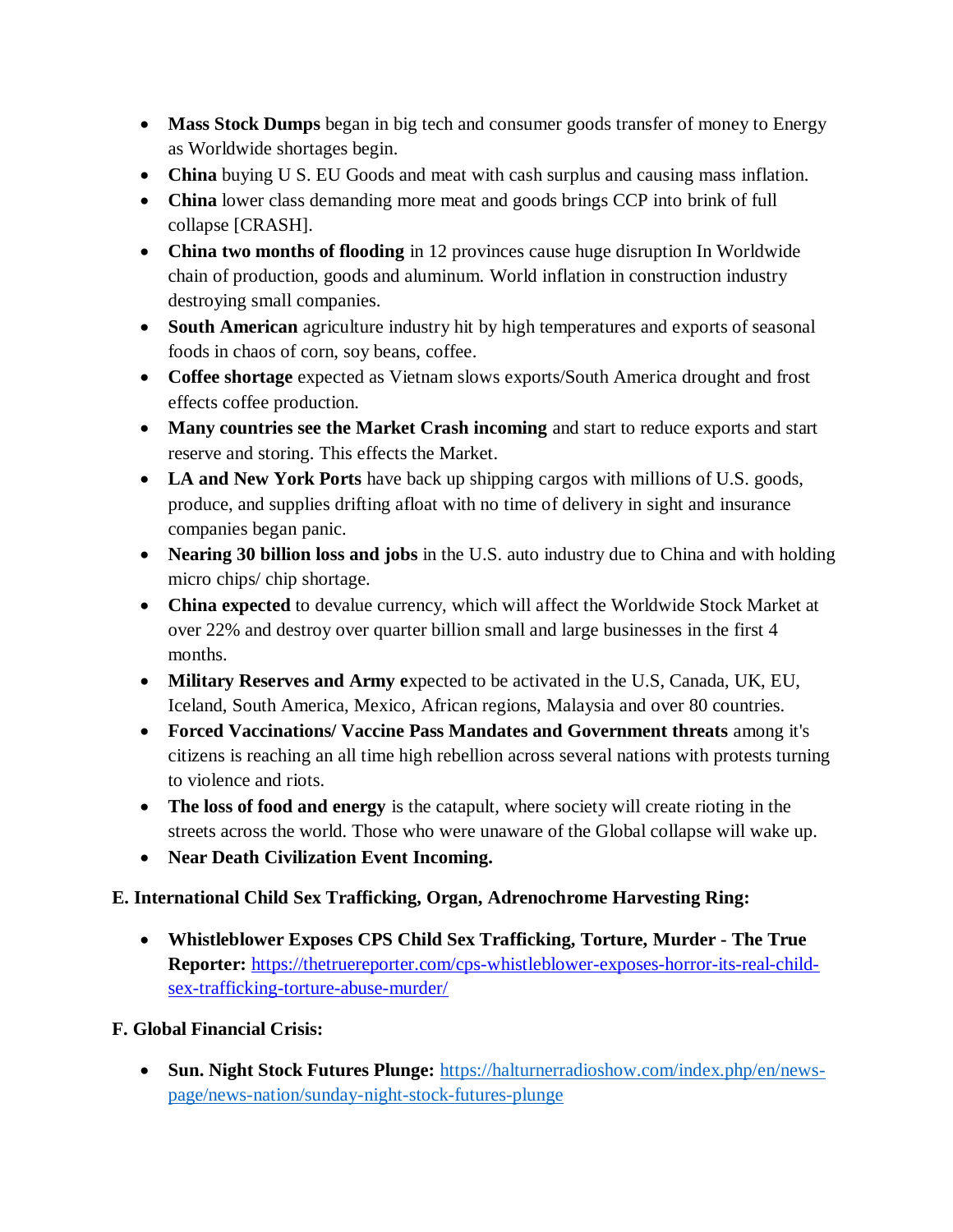- **Mass Stock Dumps** began in big tech and consumer goods transfer of money to Energy as Worldwide shortages begin.
- **China** buying U S. EU Goods and meat with cash surplus and causing mass inflation.
- **China** lower class demanding more meat and goods brings CCP into brink of full collapse [CRASH].
- **China two months of flooding** in 12 provinces cause huge disruption In Worldwide chain of production, goods and aluminum. World inflation in construction industry destroying small companies.
- **South American** agriculture industry hit by high temperatures and exports of seasonal foods in chaos of corn, soy beans, coffee.
- **Coffee shortage** expected as Vietnam slows exports/South America drought and frost effects coffee production.
- **Many countries see the Market Crash incoming** and start to reduce exports and start reserve and storing. This effects the Market.
- **LA and New York Ports** have back up shipping cargos with millions of U.S. goods, produce, and supplies drifting afloat with no time of delivery in sight and insurance companies began panic.
- **Nearing 30 billion loss and jobs** in the U.S. auto industry due to China and with holding micro chips/ chip shortage.
- **China expected** to devalue currency, which will affect the Worldwide Stock Market at over 22% and destroy over quarter billion small and large businesses in the first 4 months.
- **Military Reserves and Army e**xpected to be activated in the U.S, Canada, UK, EU, Iceland, South America, Mexico, African regions, Malaysia and over 80 countries.
- **Forced Vaccinations/ Vaccine Pass Mandates and Government threats** among it's citizens is reaching an all time high rebellion across several nations with protests turning to violence and riots.
- **The loss of food and energy** is the catapult, where society will create rioting in the streets across the world. Those who were unaware of the Global collapse will wake up.
- **Near Death Civilization Event Incoming.**

**E. International Child Sex Trafficking, Organ, Adrenochrome Harvesting Ring:**

- **Whistleblower Exposes CPS Child Sex Trafficking, Torture, Murder - The True Reporter:** https://thetruereporter.com/cps-whistleblower-exposes-horror-its-real-child-sex-trafficking-torture-abuse-murder/

**F. Global Financial Crisis:**

- **Sun. Night Stock Futures Plunge:** https://halturnerradioshow.com/index.php/en/news-page/news-nation/sunday-night-stock-futures-plunge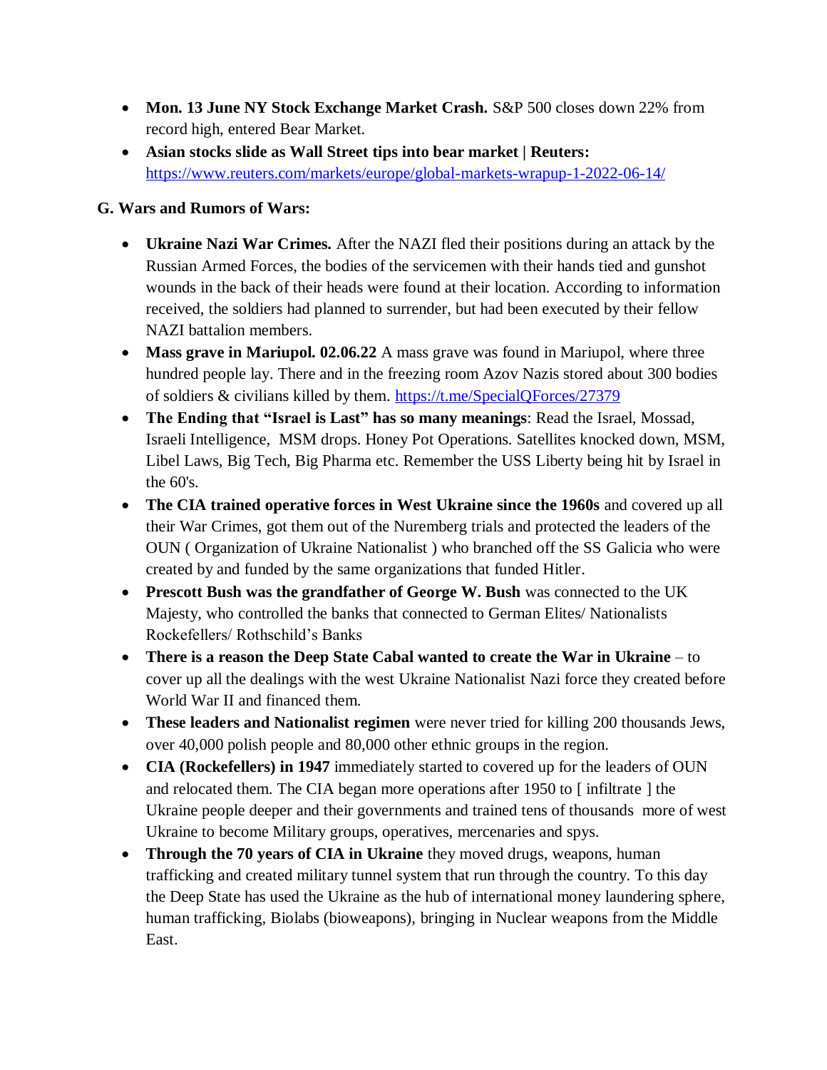- **Mon. 13 June NY Stock Exchange Market Crash.** S&P 500 closes down 22% from record high, entered Bear Market.
- **Asian stocks slide as Wall Street tips into bear market | Reuters:** [https://www.reuters.com/markets/europe/global-markets-wrapup-1-2022-06-14/](https://www.reuters.com/markets/europe/global-markets-wrapup-1-2022-06-14/)

**G. Wars and Rumors of Wars:**

- **Ukraine Nazi War Crimes.** After the NAZI fled their positions during an attack by the Russian Armed Forces, the bodies of the servicemen with their hands tied and gunshot wounds in the back of their heads were found at their location. According to information received, the soldiers had planned to surrender, but had been executed by their fellow NAZI battalion members.
- **Mass grave in Mariupol. 02.06.22** A mass grave was found in Mariupol, where three hundred people lay. There and in the freezing room Azov Nazis stored about 300 bodies of soldiers & civilians killed by them. [https://t.me/SpecialQForces/27379](https://t.me/SpecialQForces/27379)
- **The Ending that "Israel is Last" has so many meanings**: Read the Israel, Mossad, Israeli Intelligence, MSM drops. Honey Pot Operations. Satellites knocked down, MSM, Libel Laws, Big Tech, Big Pharma etc. Remember the USS Liberty being hit by Israel in the 60's.
- **The CIA trained operative forces in West Ukraine since the 1960s** and covered up all their War Crimes, got them out of the Nuremberg trials and protected the leaders of the OUN ( Organization of Ukraine Nationalist ) who branched off the SS Galicia who were created by and funded by the same organizations that funded Hitler.
- **Prescott Bush was the grandfather of George W. Bush** was connected to the UK Majesty, who controlled the banks that connected to German Elites/ Nationalists Rockefellers/ Rothschild's Banks
- **There is a reason the Deep State Cabal wanted to create the War in Ukraine** – to cover up all the dealings with the west Ukraine Nationalist Nazi force they created before World War II and financed them.
- **These leaders and Nationalist regimen** were never tried for killing 200 thousands Jews, over 40,000 polish people and 80,000 other ethnic groups in the region.
- **CIA (Rockefellers) in 1947** immediately started to covered up for the leaders of OUN and relocated them. The CIA began more operations after 1950 to [ infiltrate ] the Ukraine people deeper and their governments and trained tens of thousands more of west Ukraine to become Military groups, operatives, mercenaries and spys.
- **Through the 70 years of CIA in Ukraine** they moved drugs, weapons, human trafficking and created military tunnel system that run through the country. To this day the Deep State has used the Ukraine as the hub of international money laundering sphere, human trafficking, Biolabs (bioweapons), bringing in Nuclear weapons from the Middle East.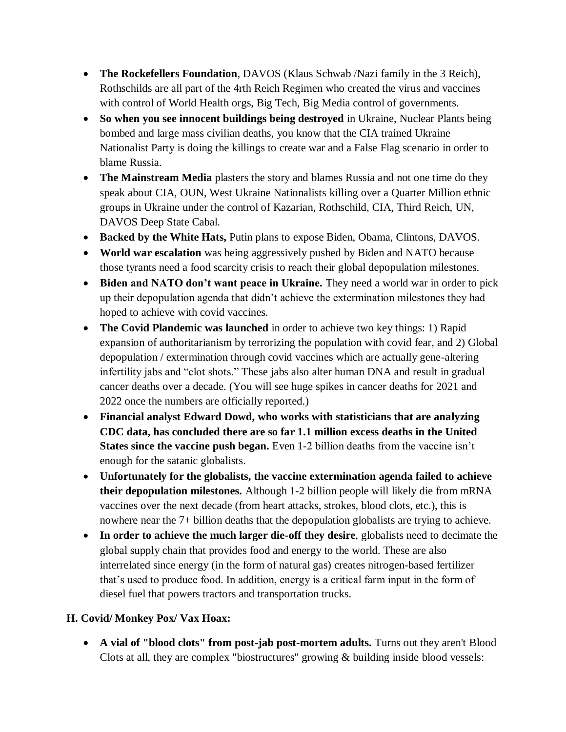- **The Rockefellers Foundation**, DAVOS (Klaus Schwab /Nazi family in the 3 Reich), Rothschilds are all part of the 4rth Reich Regimen who created the virus and vaccines with control of World Health orgs, Big Tech, Big Media control of governments.
- **So when you see innocent buildings being destroyed** in Ukraine, Nuclear Plants being bombed and large mass civilian deaths, you know that the CIA trained Ukraine Nationalist Party is doing the killings to create war and a False Flag scenario in order to blame Russia.
- **The Mainstream Media** plasters the story and blames Russia and not one time do they speak about CIA, OUN, West Ukraine Nationalists killing over a Quarter Million ethnic groups in Ukraine under the control of Kazarian, Rothschild, CIA, Third Reich, UN, DAVOS Deep State Cabal.
- **Backed by the White Hats,** Putin plans to expose Biden, Obama, Clintons, DAVOS.
- **World war escalation** was being aggressively pushed by Biden and NATO because those tyrants need a food scarcity crisis to reach their global depopulation milestones.
- **Biden and NATO don't want peace in Ukraine.** They need a world war in order to pick up their depopulation agenda that didn't achieve the extermination milestones they had hoped to achieve with covid vaccines.
- **The Covid Plandemic was launched** in order to achieve two key things: 1) Rapid expansion of authoritarianism by terrorizing the population with covid fear, and 2) Global depopulation / extermination through covid vaccines which are actually gene-altering infertility jabs and "clot shots." These jabs also alter human DNA and result in gradual cancer deaths over a decade. (You will see huge spikes in cancer deaths for 2021 and 2022 once the numbers are officially reported.)
- **Financial analyst Edward Dowd, who works with statisticians that are analyzing CDC data, has concluded there are so far 1.1 million excess deaths in the United States since the vaccine push began.** Even 1-2 billion deaths from the vaccine isn't enough for the satanic globalists.
- **Unfortunately for the globalists, the vaccine extermination agenda failed to achieve their depopulation milestones.** Although 1-2 billion people will likely die from mRNA vaccines over the next decade (from heart attacks, strokes, blood clots, etc.), this is nowhere near the 7+ billion deaths that the depopulation globalists are trying to achieve.
- **In order to achieve the much larger die-off they desire**, globalists need to decimate the global supply chain that provides food and energy to the world. These are also interrelated since energy (in the form of natural gas) creates nitrogen-based fertilizer that's used to produce food. In addition, energy is a critical farm input in the form of diesel fuel that powers tractors and transportation trucks.

**H. Covid/ Monkey Pox/ Vax Hoax:**

- **A vial of "blood clots" from post-jab post-mortem adults.** Turns out they aren't Blood Clots at all, they are complex "biostructures" growing & building inside blood vessels: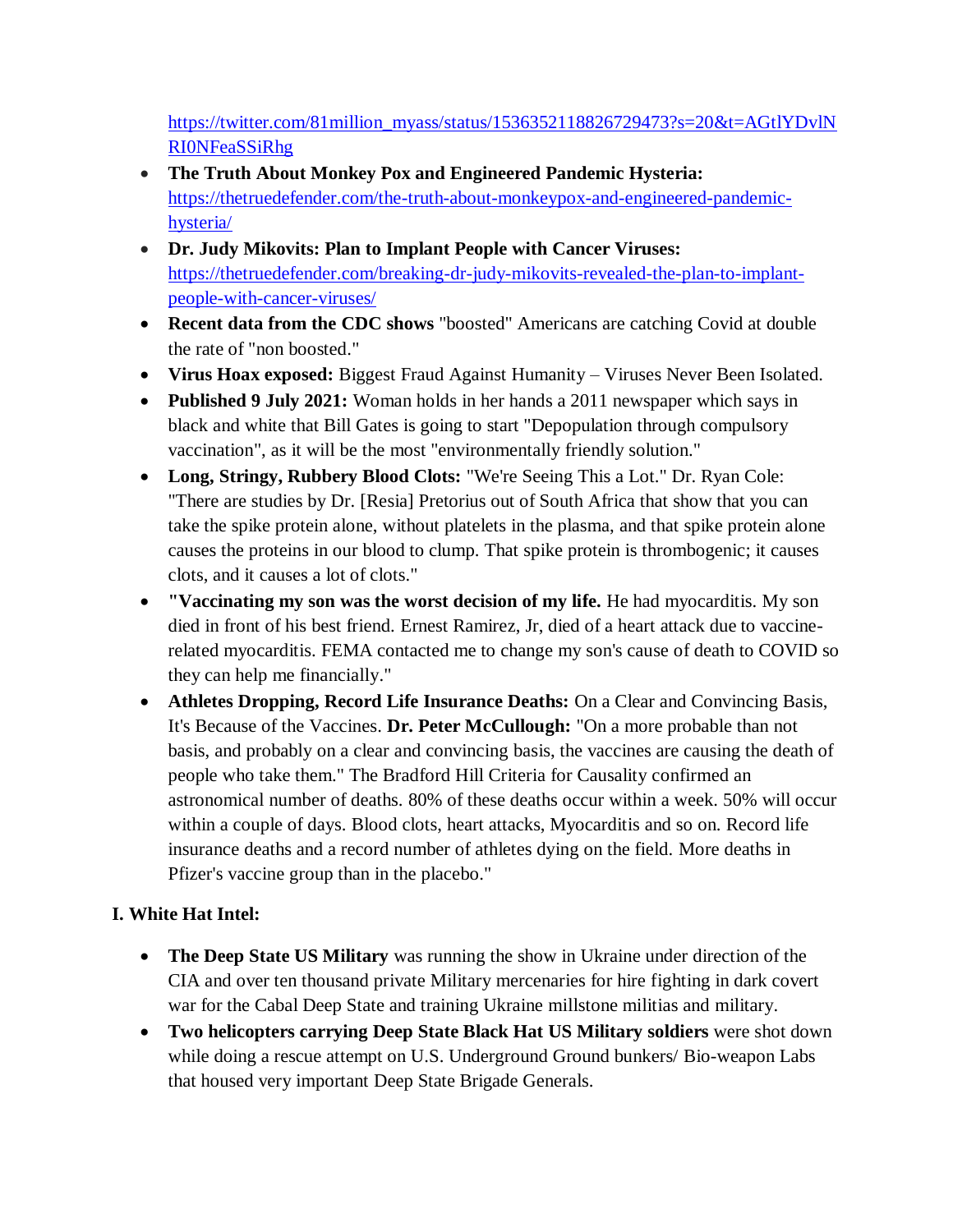https://twitter.com/81million_myass/status/1536352118826729473?s=20&t=AGtlYDvlNRI0NFeaSSiRhg

- **The Truth About Monkey Pox and Engineered Pandemic Hysteria:** https://thetruedefender.com/the-truth-about-monkeypox-and-engineered-pandemic-hysteria/
- **Dr. Judy Mikovits: Plan to Implant People with Cancer Viruses:** https://thetruedefender.com/breaking-dr-judy-mikovits-revealed-the-plan-to-implant-people-with-cancer-viruses/
- **Recent data from the CDC shows** "boosted" Americans are catching Covid at double the rate of "non boosted."
- **Virus Hoax exposed:** Biggest Fraud Against Humanity – Viruses Never Been Isolated.
- **Published 9 July 2021:** Woman holds in her hands a 2011 newspaper which says in black and white that Bill Gates is going to start "Depopulation through compulsory vaccination", as it will be the most "environmentally friendly solution."
- **Long, Stringy, Rubbery Blood Clots:** "We're Seeing This a Lot." Dr. Ryan Cole: "There are studies by Dr. [Resia] Pretorius out of South Africa that show that you can take the spike protein alone, without platelets in the plasma, and that spike protein alone causes the proteins in our blood to clump. That spike protein is thrombogenic; it causes clots, and it causes a lot of clots."
- **"Vaccinating my son was the worst decision of my life.** He had myocarditis. My son died in front of his best friend. Ernest Ramirez, Jr, died of a heart attack due to vaccine-related myocarditis. FEMA contacted me to change my son's cause of death to COVID so they can help me financially."
- **Athletes Dropping, Record Life Insurance Deaths:** On a Clear and Convincing Basis, It's Because of the Vaccines. **Dr. Peter McCullough:** "On a more probable than not basis, and probably on a clear and convincing basis, the vaccines are causing the death of people who take them." The Bradford Hill Criteria for Causality confirmed an astronomical number of deaths. 80% of these deaths occur within a week. 50% will occur within a couple of days. Blood clots, heart attacks, Myocarditis and so on. Record life insurance deaths and a record number of athletes dying on the field. More deaths in Pfizer's vaccine group than in the placebo."

## I. White Hat Intel:

- **The Deep State US Military** was running the show in Ukraine under direction of the CIA and over ten thousand private Military mercenaries for hire fighting in dark covert war for the Cabal Deep State and training Ukraine millstone militias and military.
- **Two helicopters carrying Deep State Black Hat US Military soldiers** were shot down while doing a rescue attempt on U.S. Underground Ground bunkers/ Bio-weapon Labs that housed very important Deep State Brigade Generals.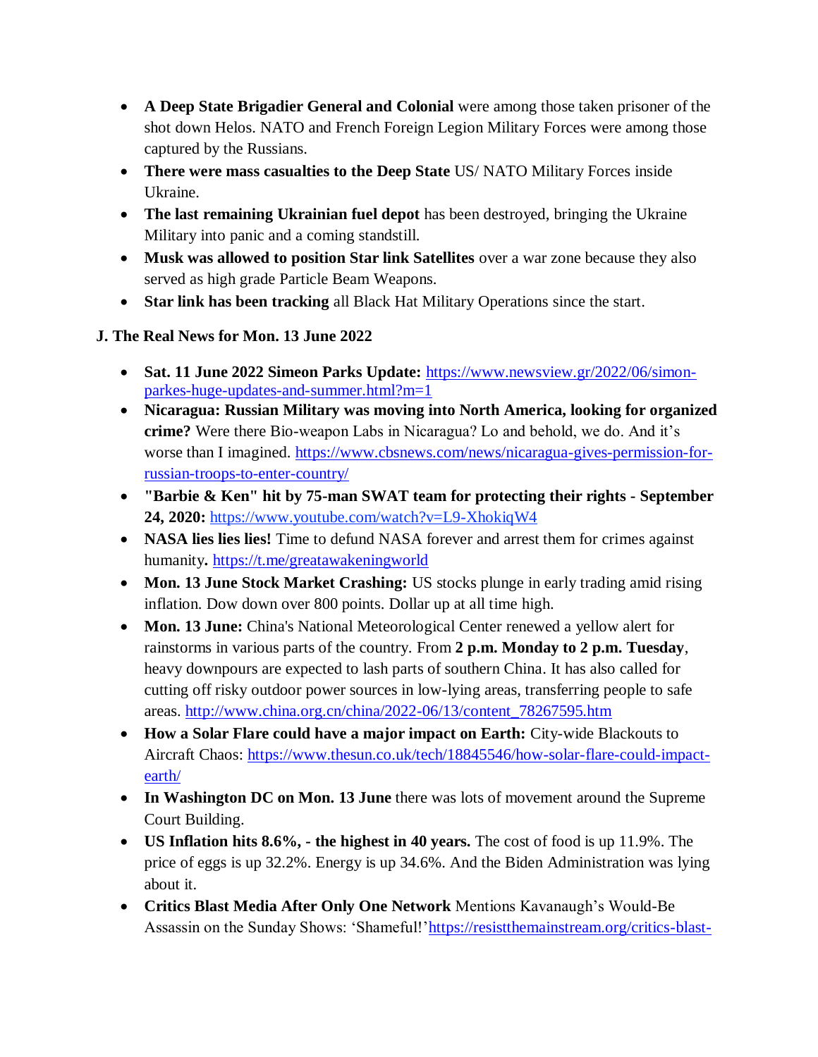- **A Deep State Brigadier General and Colonial** were among those taken prisoner of the shot down Helos. NATO and French Foreign Legion Military Forces were among those captured by the Russians.
- **There were mass casualties to the Deep State** US/ NATO Military Forces inside Ukraine.
- **The last remaining Ukrainian fuel depot** has been destroyed, bringing the Ukraine Military into panic and a coming standstill.
- **Musk was allowed to position Star link Satellites** over a war zone because they also served as high grade Particle Beam Weapons.
- **Star link has been tracking** all Black Hat Military Operations since the start.

### J. The Real News for Mon. 13 June 2022

- **Sat. 11 June 2022 Simeon Parks Update:** [https://www.newsview.gr/2022/06/simon-parkes-huge-updates-and-summer.html?m=1](https://www.newsview.gr/2022/06/simon-parkes-huge-updates-and-summer.html?m=1)
- **Nicaragua: Russian Military was moving into North America, looking for organized crime?** Were there Bio-weapon Labs in Nicaragua? Lo and behold, we do. And it's worse than I imagined. [https://www.cbsnews.com/news/nicaragua-gives-permission-for-russian-troops-to-enter-country/](https://www.cbsnews.com/news/nicaragua-gives-permission-for-russian-troops-to-enter-country/)
- **"Barbie & Ken" hit by 75-man SWAT team for protecting their rights - September 24, 2020:** [https://www.youtube.com/watch?v=L9-XhokiqW4](https://www.youtube.com/watch?v=L9-XhokiqW4)
- **NASA lies lies lies!** Time to defund NASA forever and arrest them for crimes against humanity**.** [https://t.me/greatawakeningworld](https://t.me/greatawakeningworld)
- **Mon. 13 June Stock Market Crashing:** US stocks plunge in early trading amid rising inflation. Dow down over 800 points. Dollar up at all time high.
- **Mon. 13 June:** China's National Meteorological Center renewed a yellow alert for rainstorms in various parts of the country. From **2 p.m. Monday to 2 p.m. Tuesday**, heavy downpours are expected to lash parts of southern China. It has also called for cutting off risky outdoor power sources in low-lying areas, transferring people to safe areas. [http://www.china.org.cn/china/2022-06/13/content_78267595.htm](http://www.china.org.cn/china/2022-06/13/content_78267595.htm)
- **How a Solar Flare could have a major impact on Earth:** City-wide Blackouts to Aircraft Chaos: [https://www.thesun.co.uk/tech/18845546/how-solar-flare-could-impact-earth/](https://www.thesun.co.uk/tech/18845546/how-solar-flare-could-impact-earth/)
- **In Washington DC on Mon. 13 June** there was lots of movement around the Supreme Court Building.
- **US Inflation hits 8.6%, - the highest in 40 years.** The cost of food is up 11.9%. The price of eggs is up 32.2%. Energy is up 34.6%. And the Biden Administration was lying about it.
- **Critics Blast Media After Only One Network** Mentions Kavanaugh's Would-Be Assassin on the Sunday Shows: 'Shameful!'https://resistthemainstream.org/critics-blast-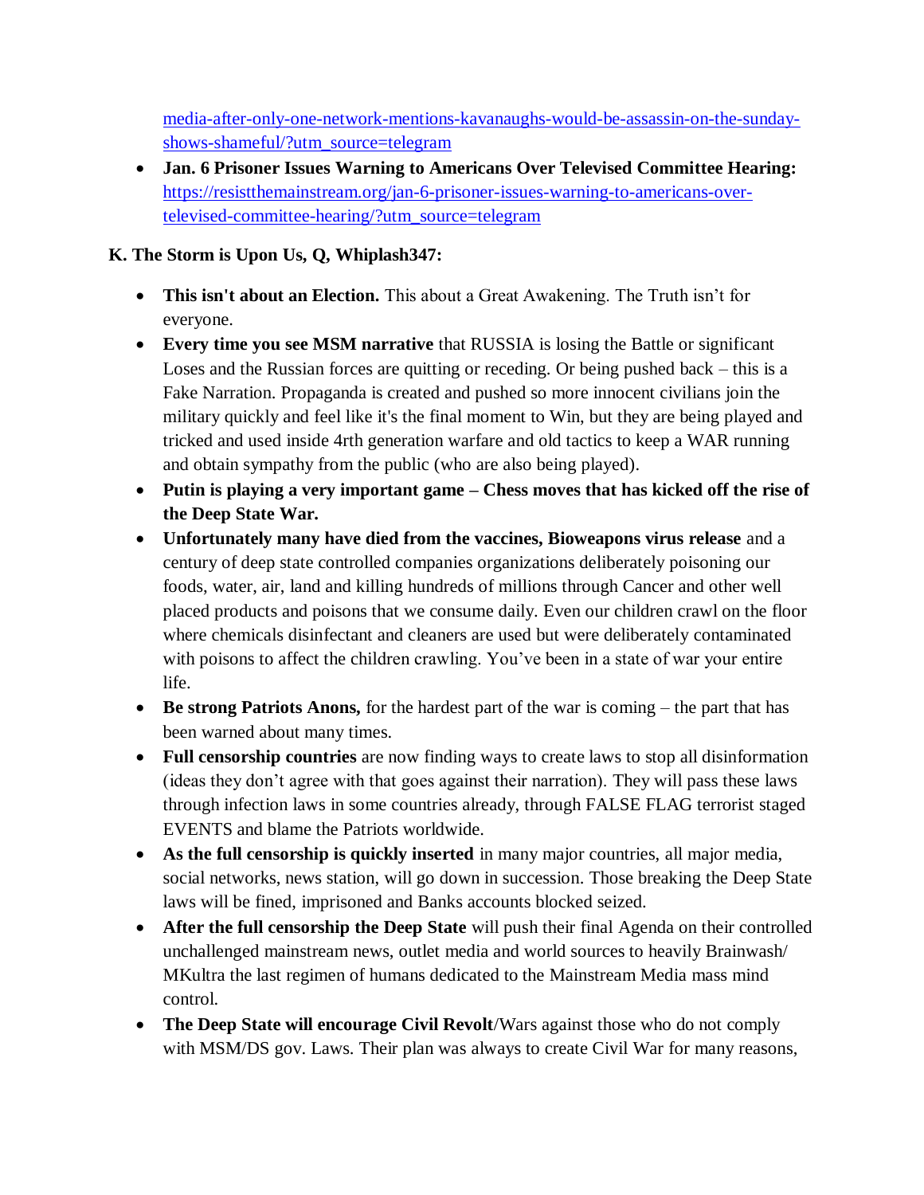[media-after-only-one-network-mentions-kavanaughs-would-be-assassin-on-the-sunday-shows-shameful/?utm_source=telegram](media-after-only-one-network-mentions-kavanaughs-would-be-assassin-on-the-sunday-shows-shameful/?utm_source=telegram)

- **Jan. 6 Prisoner Issues Warning to Americans Over Televised Committee Hearing:** [https://resistthemainstream.org/jan-6-prisoner-issues-warning-to-americans-over-televised-committee-hearing/?utm_source=telegram](https://resistthemainstream.org/jan-6-prisoner-issues-warning-to-americans-over-televised-committee-hearing/?utm_source=telegram)

**K. The Storm is Upon Us, Q, Whiplash347:**

- **This isn't about an Election.** This about a Great Awakening. The Truth isn't for everyone.
- **Every time you see MSM narrative** that RUSSIA is losing the Battle or significant Loses and the Russian forces are quitting or receding. Or being pushed back – this is a Fake Narration. Propaganda is created and pushed so more innocent civilians join the military quickly and feel like it's the final moment to Win, but they are being played and tricked and used inside 4rth generation warfare and old tactics to keep a WAR running and obtain sympathy from the public (who are also being played).
- **Putin is playing a very important game – Chess moves that has kicked off the rise of the Deep State War.**
- **Unfortunately many have died from the vaccines, Bioweapons virus release** and a century of deep state controlled companies organizations deliberately poisoning our foods, water, air, land and killing hundreds of millions through Cancer and other well placed products and poisons that we consume daily. Even our children crawl on the floor where chemicals disinfectant and cleaners are used but were deliberately contaminated with poisons to affect the children crawling. You've been in a state of war your entire life.
- **Be strong Patriots Anons,** for the hardest part of the war is coming – the part that has been warned about many times.
- **Full censorship countries** are now finding ways to create laws to stop all disinformation (ideas they don't agree with that goes against their narration). They will pass these laws through infection laws in some countries already, through FALSE FLAG terrorist staged EVENTS and blame the Patriots worldwide.
- **As the full censorship is quickly inserted** in many major countries, all major media, social networks, news station, will go down in succession. Those breaking the Deep State laws will be fined, imprisoned and Banks accounts blocked seized.
- **After the full censorship the Deep State** will push their final Agenda on their controlled unchallenged mainstream news, outlet media and world sources to heavily Brainwash/ MKultra the last regimen of humans dedicated to the Mainstream Media mass mind control.
- **The Deep State will encourage Civil Revolt**/Wars against those who do not comply with MSM/DS gov. Laws. Their plan was always to create Civil War for many reasons,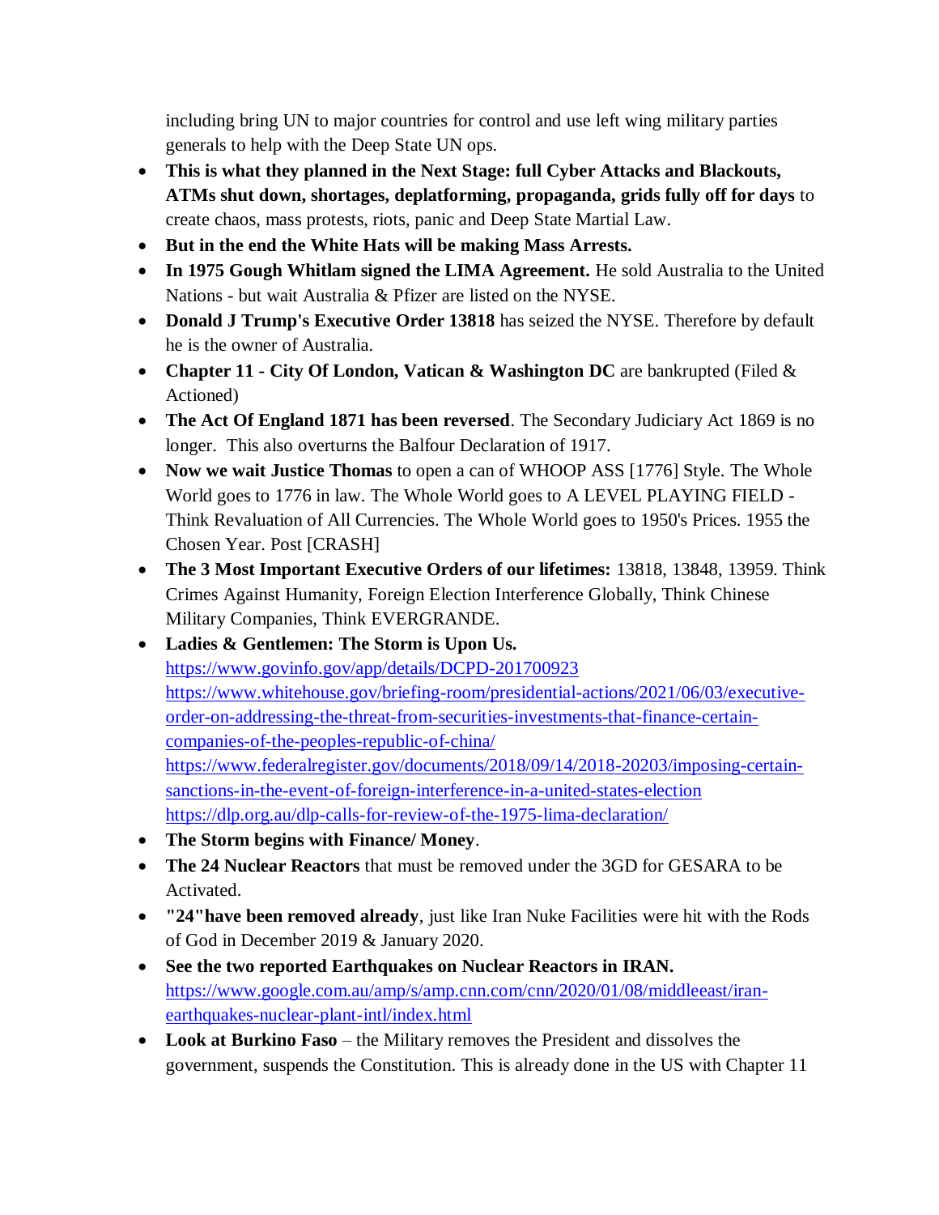including bring UN to major countries for control and use left wing military parties generals to help with the Deep State UN ops.

- **This is what they planned in the Next Stage: full Cyber Attacks and Blackouts, ATMs shut down, shortages, deplatforming, propaganda, grids fully off for days** to create chaos, mass protests, riots, panic and Deep State Martial Law.
- **But in the end the White Hats will be making Mass Arrests.**
- **In 1975 Gough Whitlam signed the LIMA Agreement.** He sold Australia to the United Nations - but wait Australia & Pfizer are listed on the NYSE.
- **Donald J Trump's Executive Order 13818** has seized the NYSE. Therefore by default he is the owner of Australia.
- **Chapter 11 - City Of London, Vatican & Washington DC** are bankrupted (Filed & Actioned)
- **The Act Of England 1871 has been reversed**. The Secondary Judiciary Act 1869 is no longer. This also overturns the Balfour Declaration of 1917.
- **Now we wait Justice Thomas** to open a can of WHOOP ASS [1776] Style. The Whole World goes to 1776 in law. The Whole World goes to A LEVEL PLAYING FIELD - Think Revaluation of All Currencies. The Whole World goes to 1950's Prices. 1955 the Chosen Year. Post [CRASH]
- **The 3 Most Important Executive Orders of our lifetimes:** 13818, 13848, 13959. Think Crimes Against Humanity, Foreign Election Interference Globally, Think Chinese Military Companies, Think EVERGRANDE.
- **Ladies & Gentlemen: The Storm is Upon Us.**
  https://www.govinfo.gov/app/details/DCPD-201700923
  https://www.whitehouse.gov/briefing-room/presidential-actions/2021/06/03/executive-order-on-addressing-the-threat-from-securities-investments-that-finance-certain-companies-of-the-peoples-republic-of-china/
  https://www.federalregister.gov/documents/2018/09/14/2018-20203/imposing-certain-sanctions-in-the-event-of-foreign-interference-in-a-united-states-election
  https://dlp.org.au/dlp-calls-for-review-of-the-1975-lima-declaration/
- **The Storm begins with Finance/ Money**.
- **The 24 Nuclear Reactors** that must be removed under the 3GD for GESARA to be Activated.
- **"24"have been removed already**, just like Iran Nuke Facilities were hit with the Rods of God in December 2019 & January 2020.
- **See the two reported Earthquakes on Nuclear Reactors in IRAN.**
  https://www.google.com.au/amp/s/amp.cnn.com/cnn/2020/01/08/middleeast/iran-earthquakes-nuclear-plant-intl/index.html
- **Look at Burkino Faso** – the Military removes the President and dissolves the government, suspends the Constitution. This is already done in the US with Chapter 11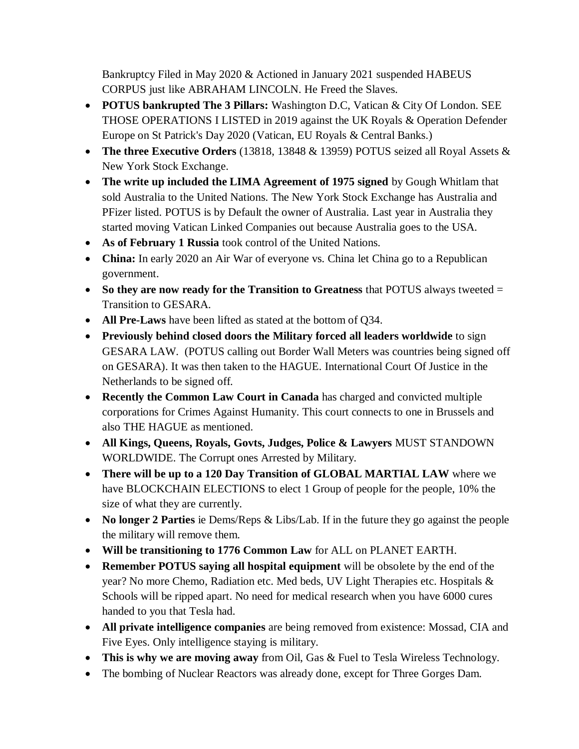Bankruptcy Filed in May 2020 & Actioned in January 2021 suspended HABEUS CORPUS just like ABRAHAM LINCOLN. He Freed the Slaves.

- **POTUS bankrupted The 3 Pillars:** Washington D.C, Vatican & City Of London. SEE THOSE OPERATIONS I LISTED in 2019 against the UK Royals & Operation Defender Europe on St Patrick's Day 2020 (Vatican, EU Royals & Central Banks.)
- **The three Executive Orders** (13818, 13848 & 13959) POTUS seized all Royal Assets & New York Stock Exchange.
- **The write up included the LIMA Agreement of 1975 signed** by Gough Whitlam that sold Australia to the United Nations. The New York Stock Exchange has Australia and PFizer listed. POTUS is by Default the owner of Australia. Last year in Australia they started moving Vatican Linked Companies out because Australia goes to the USA.
- **As of February 1 Russia** took control of the United Nations.
- **China:** In early 2020 an Air War of everyone vs. China let China go to a Republican government.
- **So they are now ready for the Transition to Greatness** that POTUS always tweeted = Transition to GESARA.
- **All Pre-Laws** have been lifted as stated at the bottom of Q34.
- **Previously behind closed doors the Military forced all leaders worldwide** to sign GESARA LAW. (POTUS calling out Border Wall Meters was countries being signed off on GESARA). It was then taken to the HAGUE. International Court Of Justice in the Netherlands to be signed off.
- **Recently the Common Law Court in Canada** has charged and convicted multiple corporations for Crimes Against Humanity. This court connects to one in Brussels and also THE HAGUE as mentioned.
- **All Kings, Queens, Royals, Govts, Judges, Police & Lawyers** MUST STANDOWN WORLDWIDE. The Corrupt ones Arrested by Military.
- **There will be up to a 120 Day Transition of GLOBAL MARTIAL LAW** where we have BLOCKCHAIN ELECTIONS to elect 1 Group of people for the people, 10% the size of what they are currently.
- **No longer 2 Parties** ie Dems/Reps & Libs/Lab. If in the future they go against the people the military will remove them.
- **Will be transitioning to 1776 Common Law** for ALL on PLANET EARTH.
- **Remember POTUS saying all hospital equipment** will be obsolete by the end of the year? No more Chemo, Radiation etc. Med beds, UV Light Therapies etc. Hospitals & Schools will be ripped apart. No need for medical research when you have 6000 cures handed to you that Tesla had.
- **All private intelligence companies** are being removed from existence: Mossad, CIA and Five Eyes. Only intelligence staying is military.
- **This is why we are moving away** from Oil, Gas & Fuel to Tesla Wireless Technology.
- The bombing of Nuclear Reactors was already done, except for Three Gorges Dam.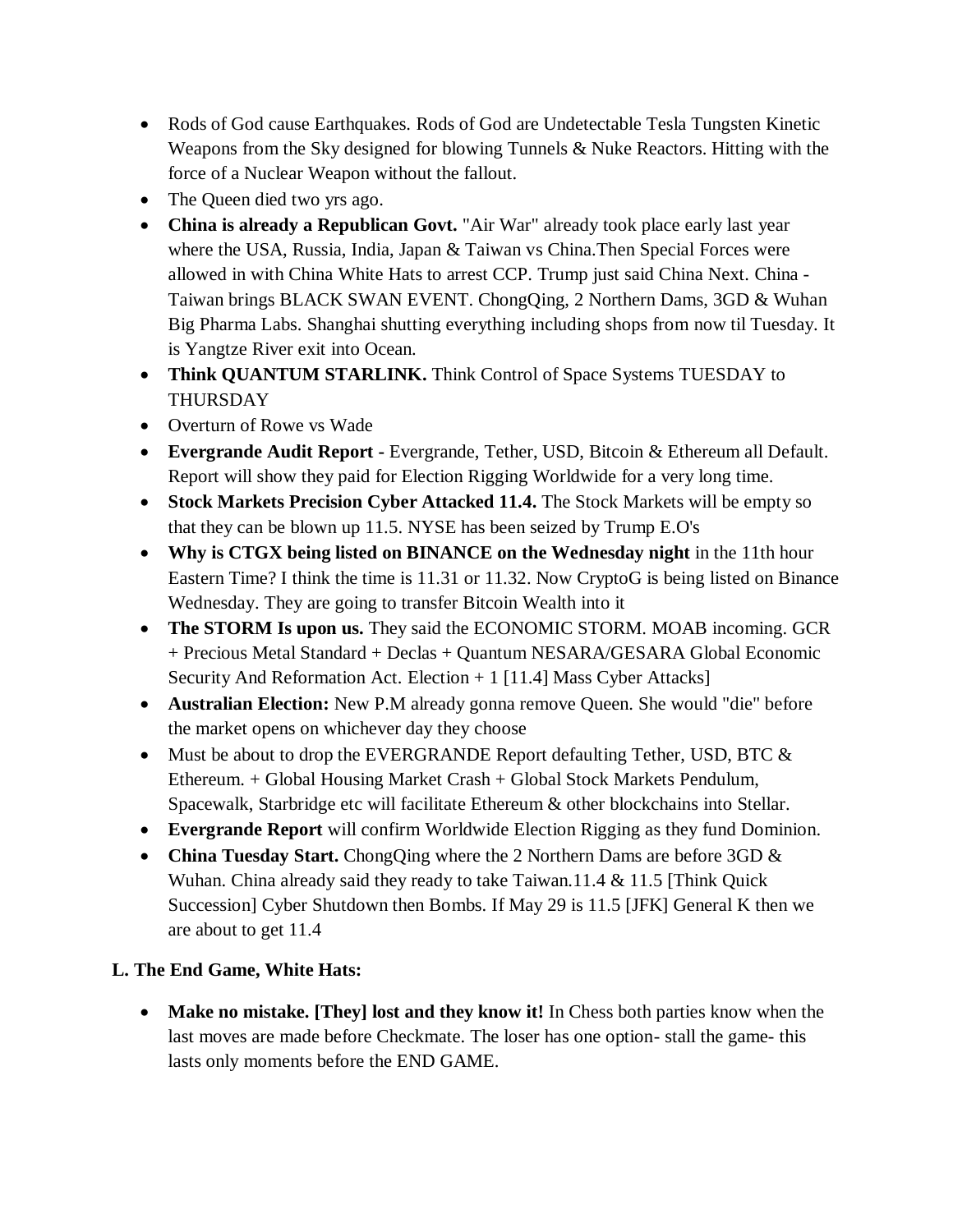- Rods of God cause Earthquakes. Rods of God are Undetectable Tesla Tungsten Kinetic Weapons from the Sky designed for blowing Tunnels & Nuke Reactors. Hitting with the force of a Nuclear Weapon without the fallout.
- The Queen died two yrs ago.
- **China is already a Republican Govt.** "Air War" already took place early last year where the USA, Russia, India, Japan & Taiwan vs China.Then Special Forces were allowed in with China White Hats to arrest CCP. Trump just said China Next. China - Taiwan brings BLACK SWAN EVENT. ChongQing, 2 Northern Dams, 3GD & Wuhan Big Pharma Labs. Shanghai shutting everything including shops from now til Tuesday. It is Yangtze River exit into Ocean.
- **Think QUANTUM STARLINK.** Think Control of Space Systems TUESDAY to THURSDAY
- Overturn of Rowe vs Wade
- **Evergrande Audit Report -** Evergrande, Tether, USD, Bitcoin & Ethereum all Default. Report will show they paid for Election Rigging Worldwide for a very long time.
- **Stock Markets Precision Cyber Attacked 11.4.** The Stock Markets will be empty so that they can be blown up 11.5. NYSE has been seized by Trump E.O's
- **Why is CTGX being listed on BINANCE on the Wednesday night** in the 11th hour Eastern Time? I think the time is 11.31 or 11.32. Now CryptoG is being listed on Binance Wednesday. They are going to transfer Bitcoin Wealth into it
- **The STORM Is upon us.** They said the ECONOMIC STORM. MOAB incoming. GCR + Precious Metal Standard + Declas + Quantum NESARA/GESARA Global Economic Security And Reformation Act. Election + 1 [11.4] Mass Cyber Attacks]
- **Australian Election:** New P.M already gonna remove Queen. She would "die" before the market opens on whichever day they choose
- Must be about to drop the EVERGRANDE Report defaulting Tether, USD, BTC & Ethereum. + Global Housing Market Crash + Global Stock Markets Pendulum, Spacewalk, Starbridge etc will facilitate Ethereum & other blockchains into Stellar.
- **Evergrande Report** will confirm Worldwide Election Rigging as they fund Dominion.
- **China Tuesday Start.** ChongQing where the 2 Northern Dams are before 3GD & Wuhan. China already said they ready to take Taiwan.11.4 & 11.5 [Think Quick Succession] Cyber Shutdown then Bombs. If May 29 is 11.5 [JFK] General K then we are about to get 11.4

**L. The End Game, White Hats:**

- **Make no mistake. [They] lost and they know it!** In Chess both parties know when the last moves are made before Checkmate. The loser has one option- stall the game- this lasts only moments before the END GAME.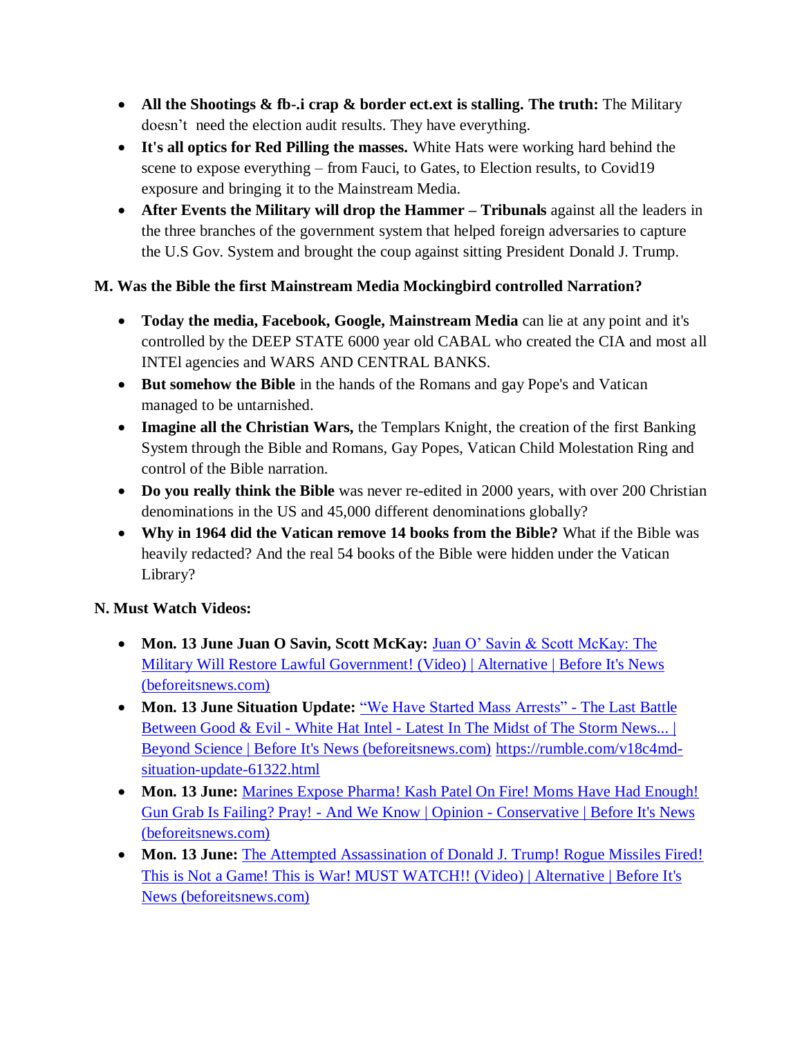- **All the Shootings & fb-.i crap & border ect.ext is stalling. The truth:** The Military doesn't need the election audit results. They have everything.
- **It's all optics for Red Pilling the masses.** White Hats were working hard behind the scene to expose everything – from Fauci, to Gates, to Election results, to Covid19 exposure and bringing it to the Mainstream Media.
- **After Events the Military will drop the Hammer – Tribunals** against all the leaders in the three branches of the government system that helped foreign adversaries to capture the U.S Gov. System and brought the coup against sitting President Donald J. Trump.

**M. Was the Bible the first Mainstream Media Mockingbird controlled Narration?**

- **Today the media, Facebook, Google, Mainstream Media** can lie at any point and it's controlled by the DEEP STATE 6000 year old CABAL who created the CIA and most all INTEl agencies and WARS AND CENTRAL BANKS.
- **But somehow the Bible** in the hands of the Romans and gay Pope's and Vatican managed to be untarnished.
- **Imagine all the Christian Wars,** the Templars Knight, the creation of the first Banking System through the Bible and Romans, Gay Popes, Vatican Child Molestation Ring and control of the Bible narration.
- **Do you really think the Bible** was never re-edited in 2000 years, with over 200 Christian denominations in the US and 45,000 different denominations globally?
- **Why in 1964 did the Vatican remove 14 books from the Bible?** What if the Bible was heavily redacted? And the real 54 books of the Bible were hidden under the Vatican Library?

**N. Must Watch Videos:**

- **Mon. 13 June Juan O Savin, Scott McKay:** Juan O' Savin & Scott McKay: The Military Will Restore Lawful Government! (Video) | Alternative | Before It's News (beforeitsnews.com)
- **Mon. 13 June Situation Update:** "We Have Started Mass Arrests" - The Last Battle Between Good & Evil - White Hat Intel - Latest In The Midst of The Storm News... | Beyond Science | Before It's News (beforeitsnews.com) https://rumble.com/v18c4md-situation-update-61322.html
- **Mon. 13 June:** Marines Expose Pharma! Kash Patel On Fire! Moms Have Had Enough! Gun Grab Is Failing? Pray! - And We Know | Opinion - Conservative | Before It's News (beforeitsnews.com)
- **Mon. 13 June:** The Attempted Assassination of Donald J. Trump! Rogue Missiles Fired! This is Not a Game! This is War! MUST WATCH!! (Video) | Alternative | Before It's News (beforeitsnews.com)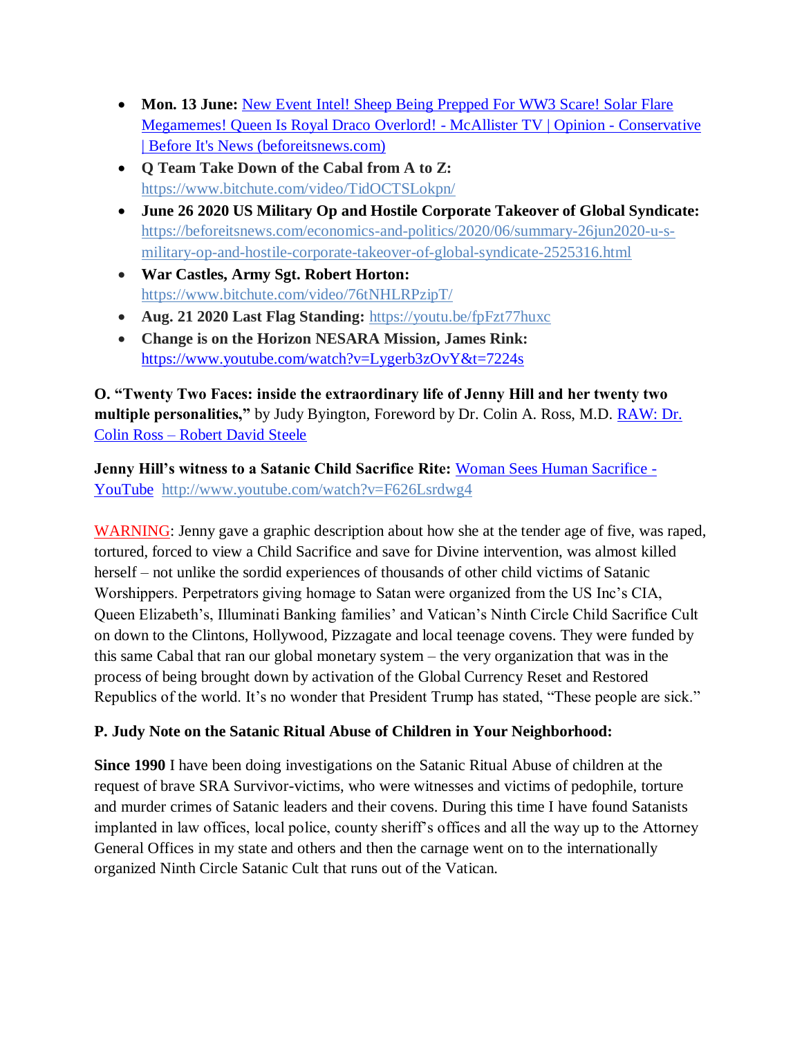- **Mon. 13 June:** [New Event Intel! Sheep Being Prepped For WW3 Scare! Solar Flare Megamemes! Queen Is Royal Draco Overlord! - McAllister TV | Opinion - Conservative | Before It's News (beforeitsnews.com)]()
- **Q Team Take Down of the Cabal from A to Z:** https://www.bitchute.com/video/TidOCTSLokpn/
- **June 26 2020 US Military Op and Hostile Corporate Takeover of Global Syndicate:** https://beforeitsnews.com/economics-and-politics/2020/06/summary-26jun2020-u-s-military-op-and-hostile-corporate-takeover-of-global-syndicate-2525316.html
- **War Castles, Army Sgt. Robert Horton:** https://www.bitchute.com/video/76tNHLRPzipT/
- **Aug. 21 2020 Last Flag Standing:** https://youtu.be/fpFzt77huxc
- **Change is on the Horizon NESARA Mission, James Rink:** https://www.youtube.com/watch?v=Lygerb3zOvY&t=7224s

**O. "Twenty Two Faces: inside the extraordinary life of Jenny Hill and her twenty two multiple personalities,"** by Judy Byington, Foreword by Dr. Colin A. Ross, M.D. [RAW: Dr. Colin Ross – Robert David Steele]()

**Jenny Hill's witness to a Satanic Child Sacrifice Rite:** [Woman Sees Human Sacrifice - YouTube]() http://www.youtube.com/watch?v=F626Lsrdwg4

WARNING: Jenny gave a graphic description about how she at the tender age of five, was raped, tortured, forced to view a Child Sacrifice and save for Divine intervention, was almost killed herself – not unlike the sordid experiences of thousands of other child victims of Satanic Worshippers. Perpetrators giving homage to Satan were organized from the US Inc's CIA, Queen Elizabeth's, Illuminati Banking families' and Vatican's Ninth Circle Child Sacrifice Cult on down to the Clintons, Hollywood, Pizzagate and local teenage covens. They were funded by this same Cabal that ran our global monetary system – the very organization that was in the process of being brought down by activation of the Global Currency Reset and Restored Republics of the world. It's no wonder that President Trump has stated, "These people are sick."

**P. Judy Note on the Satanic Ritual Abuse of Children in Your Neighborhood:**

**Since 1990** I have been doing investigations on the Satanic Ritual Abuse of children at the request of brave SRA Survivor-victims, who were witnesses and victims of pedophile, torture and murder crimes of Satanic leaders and their covens. During this time I have found Satanists implanted in law offices, local police, county sheriff's offices and all the way up to the Attorney General Offices in my state and others and then the carnage went on to the internationally organized Ninth Circle Satanic Cult that runs out of the Vatican.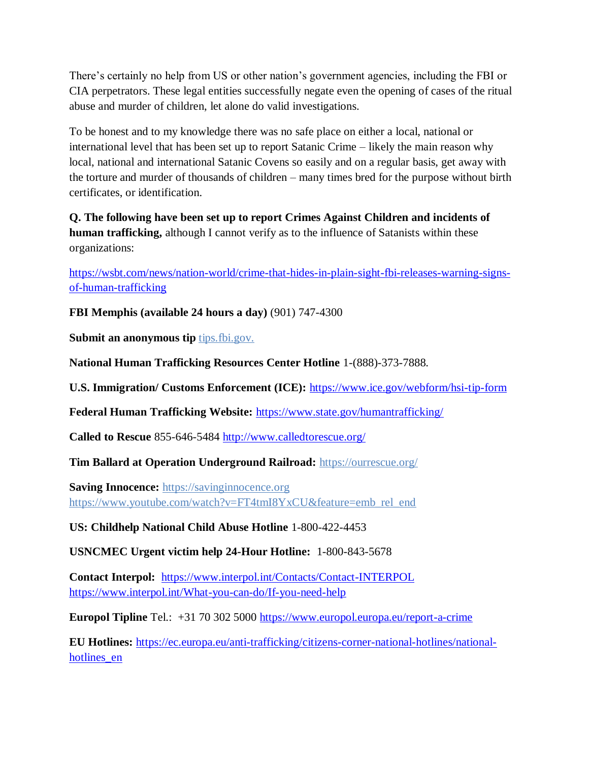There's certainly no help from US or other nation's government agencies, including the FBI or CIA perpetrators. These legal entities successfully negate even the opening of cases of the ritual abuse and murder of children, let alone do valid investigations.

To be honest and to my knowledge there was no safe place on either a local, national or international level that has been set up to report Satanic Crime – likely the main reason why local, national and international Satanic Covens so easily and on a regular basis, get away with the torture and murder of thousands of children – many times bred for the purpose without birth certificates, or identification.

**Q. The following have been set up to report Crimes Against Children and incidents of human trafficking,** although I cannot verify as to the influence of Satanists within these organizations:

https://wsbt.com/news/nation-world/crime-that-hides-in-plain-sight-fbi-releases-warning-signs-of-human-trafficking

**FBI Memphis (available 24 hours a day)** (901) 747-4300

**Submit an anonymous tip** tips.fbi.gov.

**National Human Trafficking Resources Center Hotline** 1-(888)-373-7888.

**U.S. Immigration/ Customs Enforcement (ICE):** https://www.ice.gov/webform/hsi-tip-form

**Federal Human Trafficking Website:** https://www.state.gov/humantrafficking/

**Called to Rescue** 855-646-5484 http://www.calledtorescue.org/

**Tim Ballard at Operation Underground Railroad:** https://ourrescue.org/

**Saving Innocence:** https://savinginnocence.org
https://www.youtube.com/watch?v=FT4tmI8YxCU&feature=emb_rel_end

**US: Childhelp National Child Abuse Hotline** 1-800-422-4453

**USNCMEC Urgent victim help 24-Hour Hotline:** 1-800-843-5678

**Contact Interpol:** https://www.interpol.int/Contacts/Contact-INTERPOL
https://www.interpol.int/What-you-can-do/If-you-need-help

**Europol Tipline** Tel.: +31 70 302 5000 https://www.europol.europa.eu/report-a-crime

**EU Hotlines:** https://ec.europa.eu/anti-trafficking/citizens-corner-national-hotlines/national-hotlines_en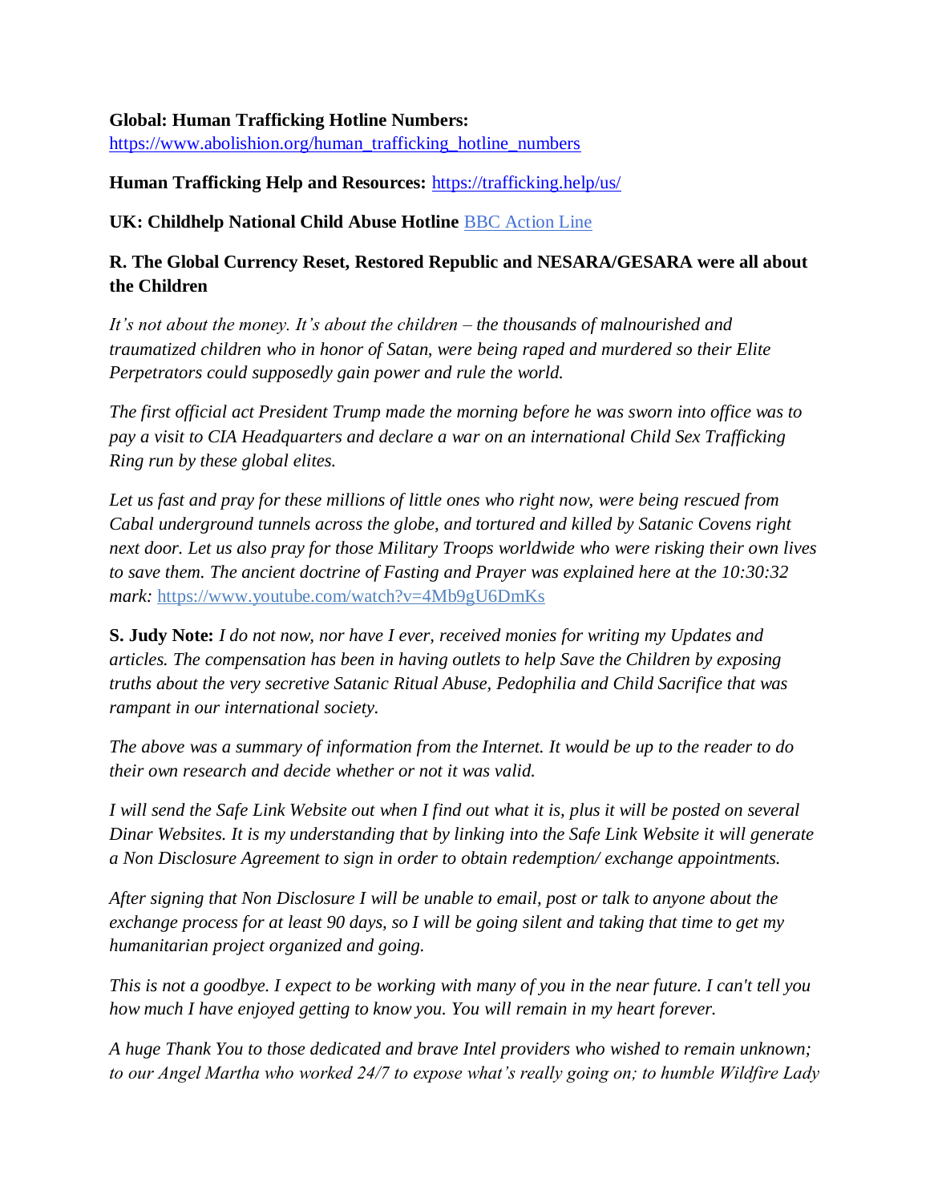**Global: Human Trafficking Hotline Numbers:**
https://www.abolishion.org/human_trafficking_hotline_numbers

**Human Trafficking Help and Resources:** https://trafficking.help/us/

**UK: Childhelp National Child Abuse Hotline** BBC Action Line

**R. The Global Currency Reset, Restored Republic and NESARA/GESARA were all about the Children**

*It's not about the money. It's about the children – the thousands of malnourished and traumatized children who in honor of Satan, were being raped and murdered so their Elite Perpetrators could supposedly gain power and rule the world.*

*The first official act President Trump made the morning before he was sworn into office was to pay a visit to CIA Headquarters and declare a war on an international Child Sex Trafficking Ring run by these global elites.*

*Let us fast and pray for these millions of little ones who right now, were being rescued from Cabal underground tunnels across the globe, and tortured and killed by Satanic Covens right next door. Let us also pray for those Military Troops worldwide who were risking their own lives to save them. The ancient doctrine of Fasting and Prayer was explained here at the 10:30:32 mark:* https://www.youtube.com/watch?v=4Mb9gU6DmKs

**S. Judy Note:** *I do not now, nor have I ever, received monies for writing my Updates and articles. The compensation has been in having outlets to help Save the Children by exposing truths about the very secretive Satanic Ritual Abuse, Pedophilia and Child Sacrifice that was rampant in our international society.*

*The above was a summary of information from the Internet. It would be up to the reader to do their own research and decide whether or not it was valid.*

*I will send the Safe Link Website out when I find out what it is, plus it will be posted on several Dinar Websites. It is my understanding that by linking into the Safe Link Website it will generate a Non Disclosure Agreement to sign in order to obtain redemption/ exchange appointments.*

*After signing that Non Disclosure I will be unable to email, post or talk to anyone about the exchange process for at least 90 days, so I will be going silent and taking that time to get my humanitarian project organized and going.*

*This is not a goodbye. I expect to be working with many of you in the near future. I can't tell you how much I have enjoyed getting to know you. You will remain in my heart forever.*

*A huge Thank You to those dedicated and brave Intel providers who wished to remain unknown; to our Angel Martha who worked 24/7 to expose what's really going on; to humble Wildfire Lady*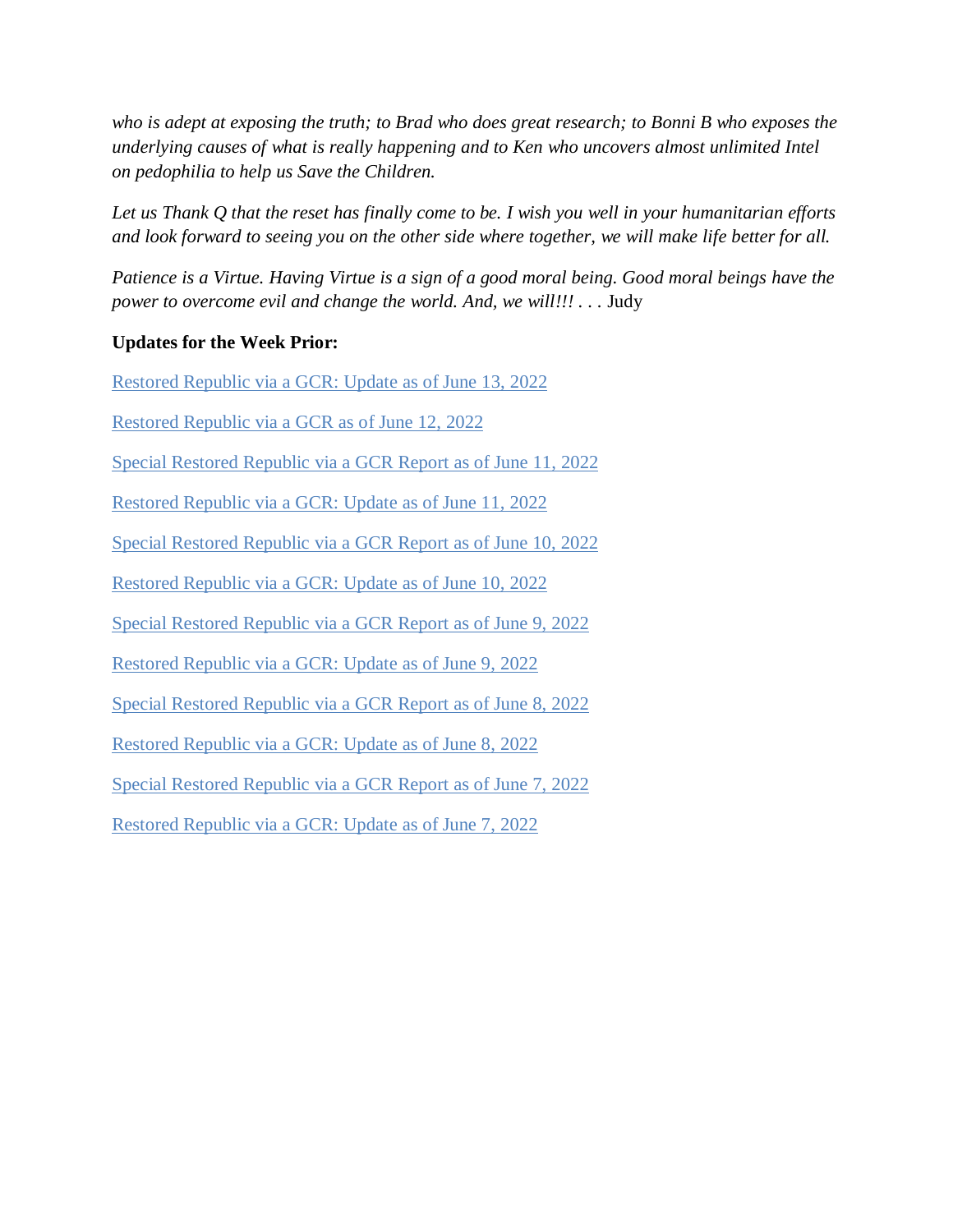*who is adept at exposing the truth; to Brad who does great research; to Bonni B who exposes the underlying causes of what is really happening and to Ken who uncovers almost unlimited Intel on pedophilia to help us Save the Children.*

*Let us Thank Q that the reset has finally come to be. I wish you well in your humanitarian efforts and look forward to seeing you on the other side where together, we will make life better for all.*

*Patience is a Virtue. Having Virtue is a sign of a good moral being. Good moral beings have the power to overcome evil and change the world. And, we will!!! . . .* Judy

**Updates for the Week Prior:**

Restored Republic via a GCR: Update as of June 13, 2022

Restored Republic via a GCR as of June 12, 2022

Special Restored Republic via a GCR Report as of June 11, 2022

Restored Republic via a GCR: Update as of June 11, 2022

Special Restored Republic via a GCR Report as of June 10, 2022

Restored Republic via a GCR: Update as of June 10, 2022

Special Restored Republic via a GCR Report as of June 9, 2022

Restored Republic via a GCR: Update as of June 9, 2022

Special Restored Republic via a GCR Report as of June 8, 2022

Restored Republic via a GCR: Update as of June 8, 2022

Special Restored Republic via a GCR Report as of June 7, 2022

Restored Republic via a GCR: Update as of June 7, 2022